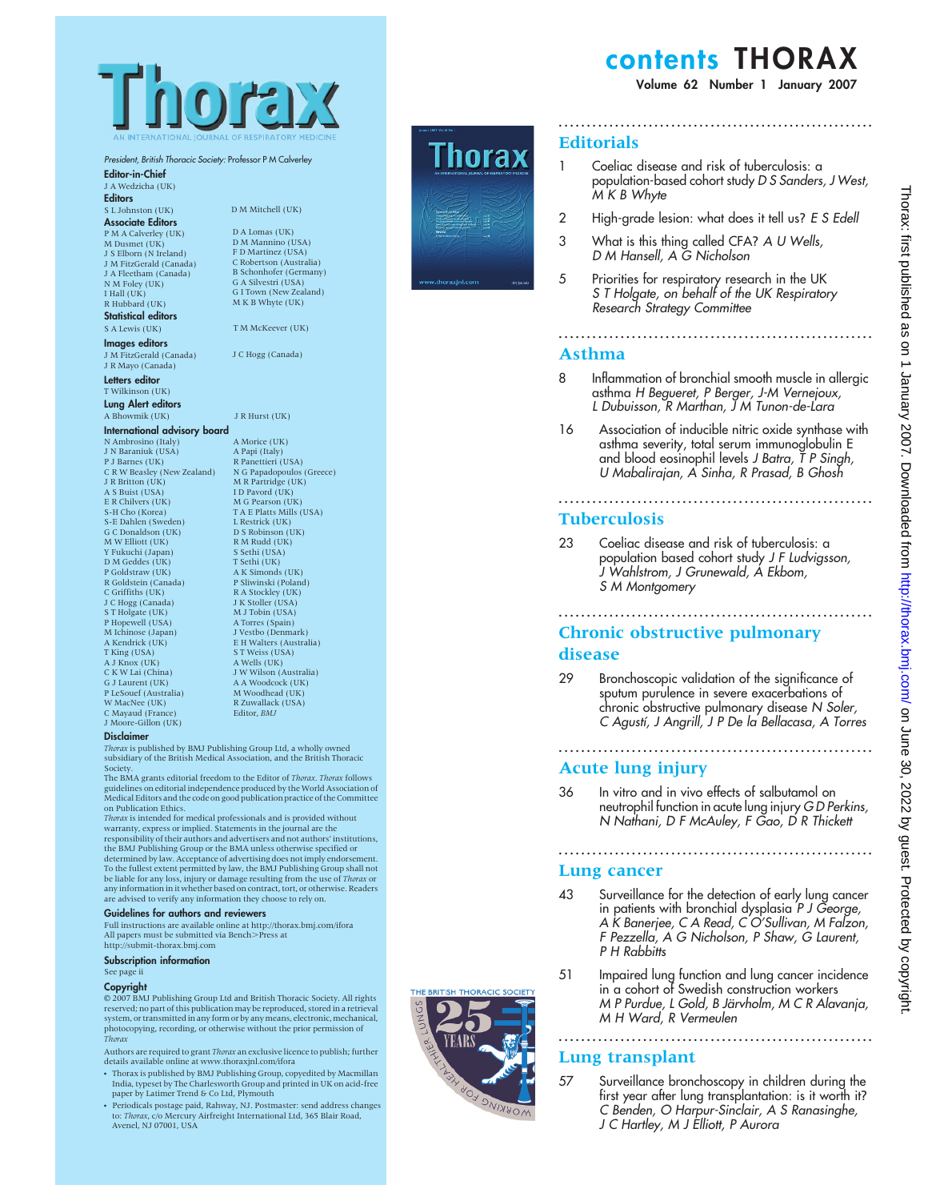# Thorax

AN INTERNATIONAL JOURNAL OF RESPIRATORY MEDICINE

*President, British Thoracic Society:* Professor P M Calverley

**Editor-in-Chief**
J A Wedzicha (UK)

**Editors**
S L Johnston (UK)
D M Mitchell (UK)

**Associate Editors**
P M A Calverley (UK)
M Dusmet (UK)
J S Elborn (N Ireland)
J M FitzGerald (Canada)
J A Fleetham (Canada)
N M Foley (UK)
I Hall (UK)
R Hubbard (UK)
D A Lomas (UK)
D M Mannino (USA)
F D Martinez (USA)
C Robertson (Australia)
B Schonhofer (Germany)
G A Silvestri (USA)
G I Town (New Zealand)
M K B Whyte (UK)

**Statistical editors**
S A Lewis (UK)
T M McKeever (UK)

**Images editors**
J M FitzGerald (Canada)
J R Mayo (Canada)
J C Hogg (Canada)

**Letters editor**
T Wilkinson (UK)

**Lung Alert editors**
A Bhowmik (UK)
J R Hurst (UK)

**International advisory board**
N Ambrosino (Italy)
J N Baraniuk (USA)
P J Barnes (UK)
C R W Beasley (New Zealand)
J R Britton (UK)
A S Buist (USA)
E R Chilvers (UK)
S-H Cho (Korea)
S-E Dahlen (Sweden)
G C Donaldson (UK)
M W Elliott (UK)
Y Fukuchi (Japan)
D M Geddes (UK)
P Goldstraw (UK)
R Goldstein (Canada)
C Griffiths (UK)
J C Hogg (Canada)
S T Holgate (UK)
P Hopewell (USA)
M Ichinose (Japan)
A Kendrick (UK)
T King (USA)
A J Knox (UK)
C K W Lai (China)
G J Laurent (UK)
P LeSouef (Australia)
W MacNee (UK)
C Mayaud (France)
J Moore-Gillon (UK)
A Morice (UK)
A Papi (Italy)
R Panettieri (USA)
N G Papadopoulos (Greece)
M R Partridge (UK)
I D Pavord (UK)
M G Pearson (UK)
T A E Platts Mills (USA)
L Restrick (UK)
D S Robinson (UK)
R M Rudd (UK)
S Sethi (USA)
T Sethi (UK)
A K Simonds (UK)
P Sliwinski (Poland)
R A Stockley (UK)
J K Stoller (USA)
M J Tobin (USA)
A Torres (Spain)
J Vestbo (Denmark)
E H Walters (Australia)
S T Weiss (USA)
A Wells (UK)
J W Wilson (Australia)
A A Woodcock (UK)
M Woodhead (UK)
R Zuwallack (USA)
Editor, *BMJ*

**Disclaimer**
*Thorax* is published by BMJ Publishing Group Ltd, a wholly owned subsidiary of the British Medical Association, and the British Thoracic Society.
The BMA grants editorial freedom to the Editor of *Thorax*. *Thorax* follows guidelines on editorial independence produced by the World Association of Medical Editors and the code on good publication practice of the Committee on Publication Ethics.
*Thorax* is intended for medical professionals and is provided without warranty, express or implied. Statements in the journal are the responsibility of their authors and advertisers and not authors' institutions, the BMJ Publishing Group or the BMA unless otherwise specified or determined by law. Acceptance of advertising does not imply endorsement. To the fullest extent permitted by law, the BMJ Publishing Group shall not be liable for any loss, injury or damage resulting from the use of *Thorax* or any information in it whether based on contract, tort, or otherwise. Readers are advised to verify any information they choose to rely on.

**Guidelines for authors and reviewers**
Full instructions are available online at http://thorax.bmj.com/ifora
All papers must be submitted via Bench>Press at http://submit-thorax.bmj.com

**Subscription information**
See page ii

**Copyright**
© 2007 BMJ Publishing Group Ltd and British Thoracic Society. All rights reserved; no part of this publication may be reproduced, stored in a retrieval system, or transmitted in any form or by any means, electronic, mechanical, photocopying, recording, or otherwise without the prior permission of *Thorax*

Authors are required to grant *Thorax* an exclusive licence to publish; further details available online at www.thoraxjnl.com/ifora

- Thorax is published by BMJ Publishing Group, copyedited by Macmillan India, typeset by The Charlesworth Group and printed in UK on acid-free paper by Latimer Trend & Co Ltd, Plymouth
- Periodicals postage paid, Rahway, NJ. Postmaster: send address changes to: *Thorax*, c/o Mercury Airfreight International Ltd, 365 Blair Road, Avenel, NJ 07001, USA

THE BRITISH THORACIC SOCIETY 25 YEARS WORKING FOR HEALTHIER LUNGS

# contents THORAX

**Volume 62 Number 1 January 2007**

## Editorials

1 Coeliac disease and risk of tuberculosis: a population-based cohort study *D S Sanders, J West, M K B Whyte*

2 High-grade lesion: what does it tell us? *E S Edell*

3 What is this thing called CFA? *A U Wells, D M Hansell, A G Nicholson*

5 Priorities for respiratory research in the UK *S T Holgate, on behalf of the UK Respiratory Research Strategy Committee*

## Asthma

8 Inflammation of bronchial smooth muscle in allergic asthma *H Begueret, P Berger, J-M Vernejoux, L Dubuisson, R Marthan, J M Tunon-de-Lara*

16 Association of inducible nitric oxide synthase with asthma severity, total serum immunoglobulin E and blood eosinophil levels *J Batra, T P Singh, U Mabalirajan, A Sinha, R Prasad, B Ghosh*

## Tuberculosis

23 Coeliac disease and risk of tuberculosis: a population based cohort study *J F Ludvigsson, J Wahlstrom, J Grunewald, A Ekbom, S M Montgomery*

## Chronic obstructive pulmonary disease

29 Bronchoscopic validation of the significance of sputum purulence in severe exacerbations of chronic obstructive pulmonary disease *N Soler, C Agustí, J Angrill, J P De la Bellacasa, A Torres*

## Acute lung injury

36 In vitro and in vivo effects of salbutamol on neutrophil function in acute lung injury *G D Perkins, N Nathani, D F McAuley, F Gao, D R Thickett*

## Lung cancer

43 Surveillance for the detection of early lung cancer in patients with bronchial dysplasia *P J George, A K Banerjee, C A Read, C O'Sullivan, M Falzon, F Pezzella, A G Nicholson, P Shaw, G Laurent, P H Rabbitts*

51 Impaired lung function and lung cancer incidence in a cohort of Swedish construction workers *M P Purdue, L Gold, B Järvholm, M C R Alavanja, M H Ward, R Vermeulen*

## Lung transplant

57 Surveillance bronchoscopy in children during the first year after lung transplantation: is it worth it? *C Benden, O Harpur-Sinclair, A S Ranasinghe, J C Hartley, M J Elliott, P Aurora*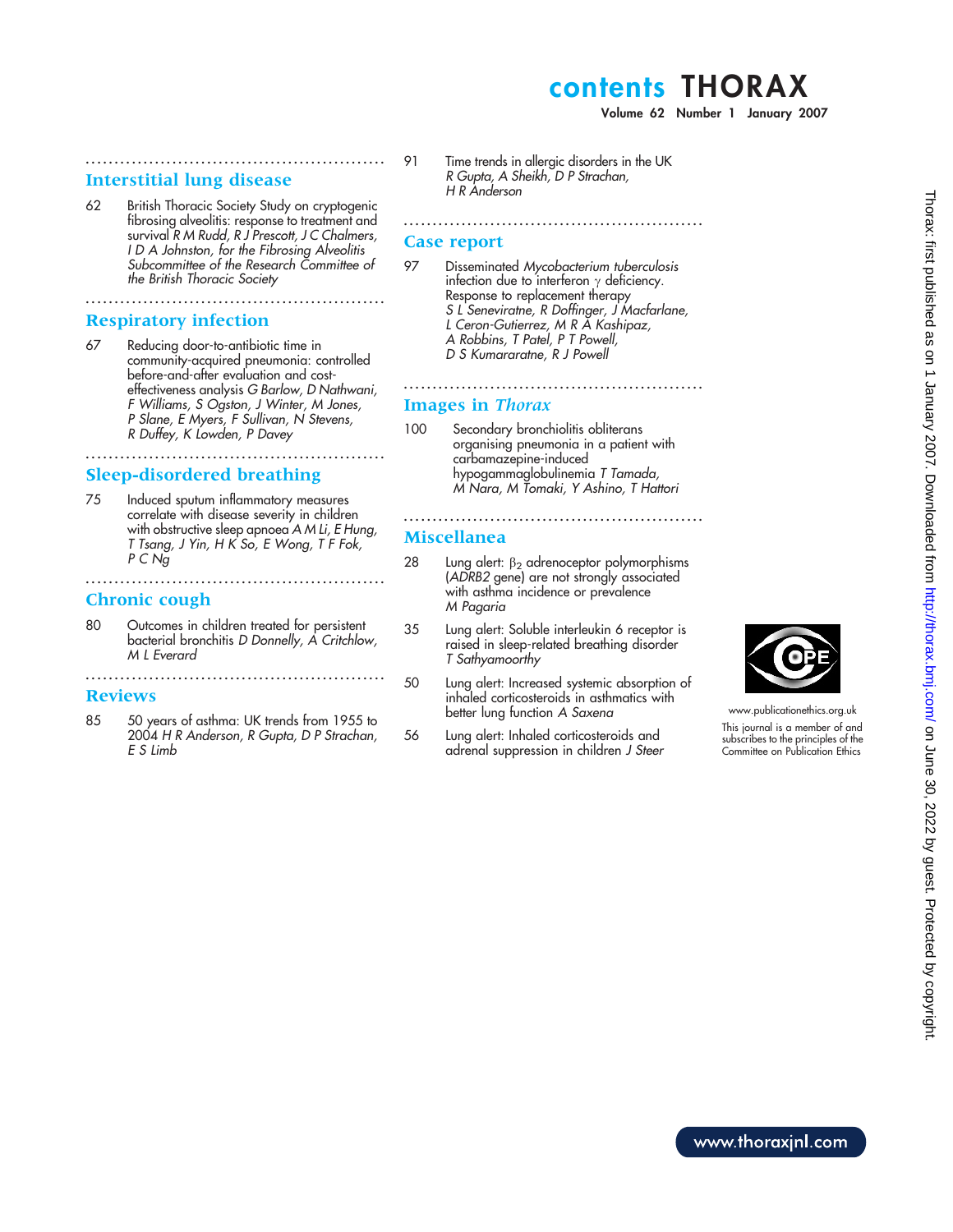# contents THORAX

Volume 62 Number 1 January 2007

## Interstitial lung disease

62 British Thoracic Society Study on cryptogenic fibrosing alveolitis: response to treatment and survival *R M Rudd, R J Prescott, J C Chalmers, I D A Johnston, for the Fibrosing Alveolitis Subcommittee of the Research Committee of the British Thoracic Society*

## Respiratory infection

67 Reducing door-to-antibiotic time in community-acquired pneumonia: controlled before-and-after evaluation and cost-effectiveness analysis *G Barlow, D Nathwani, F Williams, S Ogston, J Winter, M Jones, P Slane, E Myers, F Sullivan, N Stevens, R Duffey, K Lowden, P Davey*

## Sleep-disordered breathing

75 Induced sputum inflammatory measures correlate with disease severity in children with obstructive sleep apnoea *A M Li, E Hung, T Tsang, J Yin, H K So, E Wong, T F Fok, P C Ng*

## Chronic cough

80 Outcomes in children treated for persistent bacterial bronchitis *D Donnelly, A Critchlow, M L Everard*

## Reviews

85 50 years of asthma: UK trends from 1955 to 2004 *H R Anderson, R Gupta, D P Strachan, E S Limb*

91 Time trends in allergic disorders in the UK *R Gupta, A Sheikh, D P Strachan, H R Anderson*

## Case report

97 Disseminated *Mycobacterium tuberculosis* infection due to interferon $\gamma$ deficiency. Response to replacement therapy *S L Seneviratne, R Doffinger, J Macfarlane, L Ceron-Gutierrez, M R A Kashipaz, A Robbins, T Patel, P T Powell, D S Kumararatne, R J Powell*

## Images in *Thorax*

100 Secondary bronchiolitis obliterans organising pneumonia in a patient with carbamazepine-induced hypogammaglobulinemia *T Tamada, M Nara, M Tomaki, Y Ashino, T Hattori*

## Miscellanea

28 Lung alert: $\beta_2$ adrenoceptor polymorphisms (*ADRB2* gene) are not strongly associated with asthma incidence or prevalence *M Pagaria*

35 Lung alert: Soluble interleukin 6 receptor is raised in sleep-related breathing disorder *T Sathyamoorthy*

50 Lung alert: Increased systemic absorption of inhaled corticosteroids in asthmatics with better lung function *A Saxena*

56 Lung alert: Inhaled corticosteroids and adrenal suppression in children *J Steer*

www.publicationethics.org.uk

This journal is a member of and subscribes to the principles of the Committee on Publication Ethics